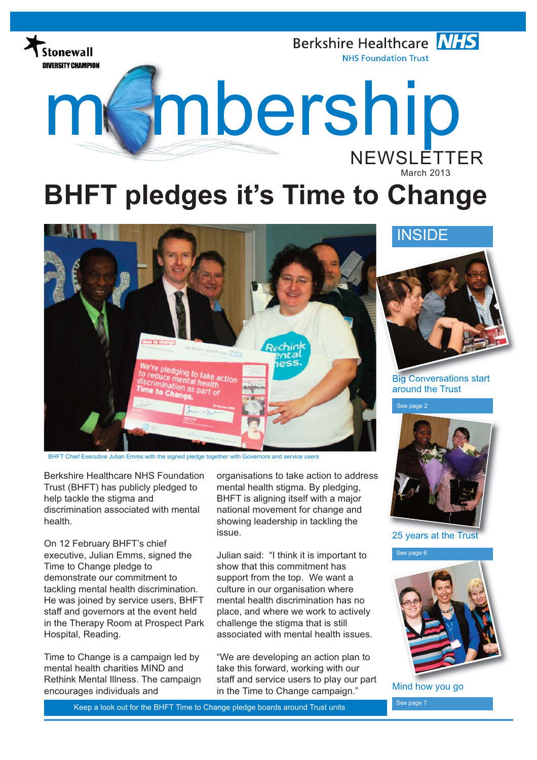Stonewall DIVERSITY CHAMPION

Berkshire Healthcare NHS
NHS Foundation Trust

# membership NEWSLETTER

March 2013

# BHFT pledges it's Time to Change

BHFT Chief Executive Julian Emms with the signed pledge together with Governors and service users

Berkshire Healthcare NHS Foundation Trust (BHFT) has publicly pledged to help tackle the stigma and discrimination associated with mental health.

On 12 February BHFT's chief executive, Julian Emms, signed the Time to Change pledge to demonstrate our commitment to tackling mental health discrimination. He was joined by service users, BHFT staff and governors at the event held in the Therapy Room at Prospect Park Hospital, Reading.

Time to Change is a campaign led by mental health charities MIND and Rethink Mental Illness. The campaign encourages individuals and organisations to take action to address mental health stigma. By pledging, BHFT is aligning itself with a major national movement for change and showing leadership in tackling the issue.

Julian said: "I think it is important to show that this commitment has support from the top. We want a culture in our organisation where mental health discrimination has no place, and where we work to actively challenge the stigma that is still associated with mental health issues.

"We are developing an action plan to take this forward, working with our staff and service users to play our part in the Time to Change campaign."

Keep a look out for the BHFT Time to Change pledge boards around Trust units

## INSIDE

Big Conversations start around the Trust

See page 2

25 years at the Trust

See page 6

Mind how you go

See page 7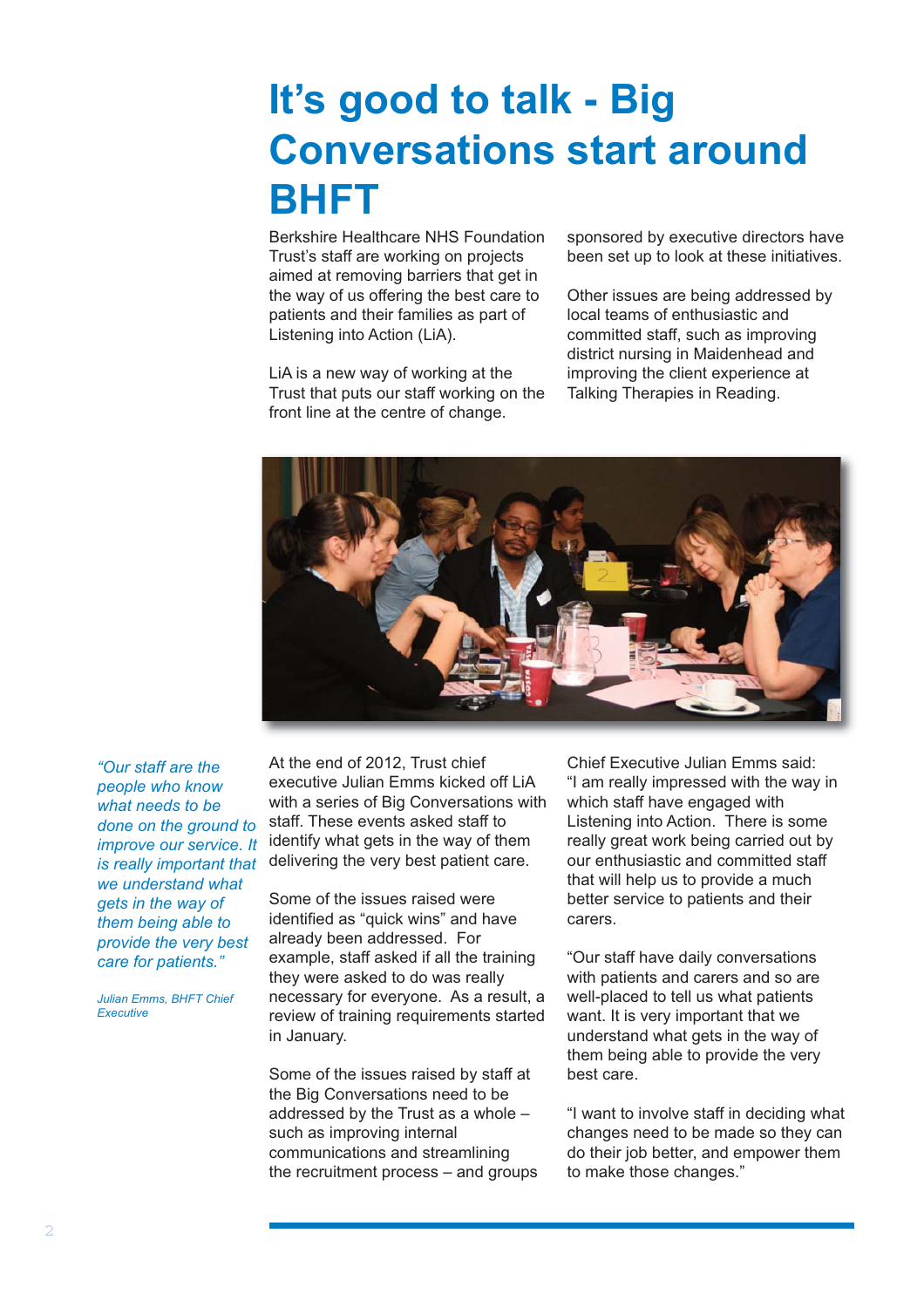# It's good to talk - Big Conversations start around BHFT

Berkshire Healthcare NHS Foundation Trust's staff are working on projects aimed at removing barriers that get in the way of us offering the best care to patients and their families as part of Listening into Action (LiA).

LiA is a new way of working at the Trust that puts our staff working on the front line at the centre of change.

sponsored by executive directors have been set up to look at these initiatives.

Other issues are being addressed by local teams of enthusiastic and committed staff, such as improving district nursing in Maidenhead and improving the client experience at Talking Therapies in Reading.

*"Our staff are the people who know what needs to be done on the ground to improve our service. It is really important that we understand what gets in the way of them being able to provide the very best care for patients."*

*Julian Emms, BHFT Chief Executive*

At the end of 2012, Trust chief executive Julian Emms kicked off LiA with a series of Big Conversations with staff. These events asked staff to identify what gets in the way of them delivering the very best patient care.

Some of the issues raised were identified as "quick wins" and have already been addressed. For example, staff asked if all the training they were asked to do was really necessary for everyone. As a result, a review of training requirements started in January.

Some of the issues raised by staff at the Big Conversations need to be addressed by the Trust as a whole – such as improving internal communications and streamlining the recruitment process – and groups

Chief Executive Julian Emms said: "I am really impressed with the way in which staff have engaged with Listening into Action. There is some really great work being carried out by our enthusiastic and committed staff that will help us to provide a much better service to patients and their carers.

"Our staff have daily conversations with patients and carers and so are well-placed to tell us what patients want. It is very important that we understand what gets in the way of them being able to provide the very best care.

"I want to involve staff in deciding what changes need to be made so they can do their job better, and empower them to make those changes."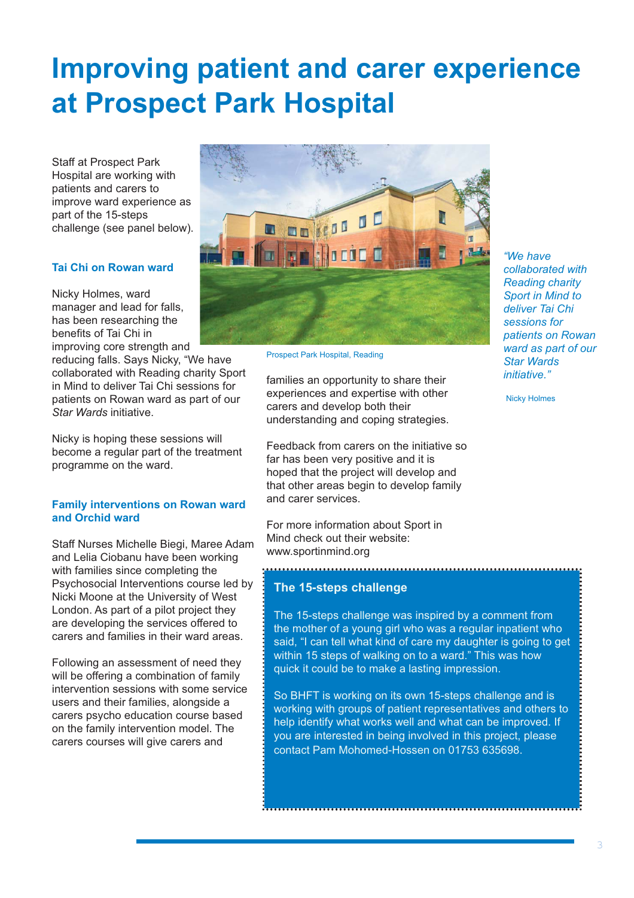# Improving patient and carer experience at Prospect Park Hospital

Staff at Prospect Park Hospital are working with patients and carers to improve ward experience as part of the 15-steps challenge (see panel below).

### Tai Chi on Rowan ward

Nicky Holmes, ward manager and lead for falls, has been researching the benefits of Tai Chi in improving core strength and reducing falls. Says Nicky, "We have collaborated with Reading charity Sport in Mind to deliver Tai Chi sessions for patients on Rowan ward as part of our *Star Wards* initiative.

Nicky is hoping these sessions will become a regular part of the treatment programme on the ward.

### Family interventions on Rowan ward and Orchid ward

Staff Nurses Michelle Biegi, Maree Adam and Lelia Ciobanu have been working with families since completing the Psychosocial Interventions course led by Nicki Moone at the University of West London. As part of a pilot project they are developing the services offered to carers and families in their ward areas.

Following an assessment of need they will be offering a combination of family intervention sessions with some service users and their families, alongside a carers psycho education course based on the family intervention model. The carers courses will give carers and families an opportunity to share their experiences and expertise with other carers and develop both their understanding and coping strategies.

Prospect Park Hospital, Reading

Feedback from carers on the initiative so far has been very positive and it is hoped that the project will develop and that other areas begin to develop family and carer services.

For more information about Sport in Mind check out their website: www.sportinmind.org

*"We have collaborated with Reading charity Sport in Mind to deliver Tai Chi sessions for patients on Rowan ward as part of our Star Wards initiative."*

Nicky Holmes

### The 15-steps challenge

The 15-steps challenge was inspired by a comment from the mother of a young girl who was a regular inpatient who said, "I can tell what kind of care my daughter is going to get within 15 steps of walking on to a ward." This was how quick it could be to make a lasting impression.

So BHFT is working on its own 15-steps challenge and is working with groups of patient representatives and others to help identify what works well and what can be improved. If you are interested in being involved in this project, please contact Pam Mohomed-Hossen on 01753 635698.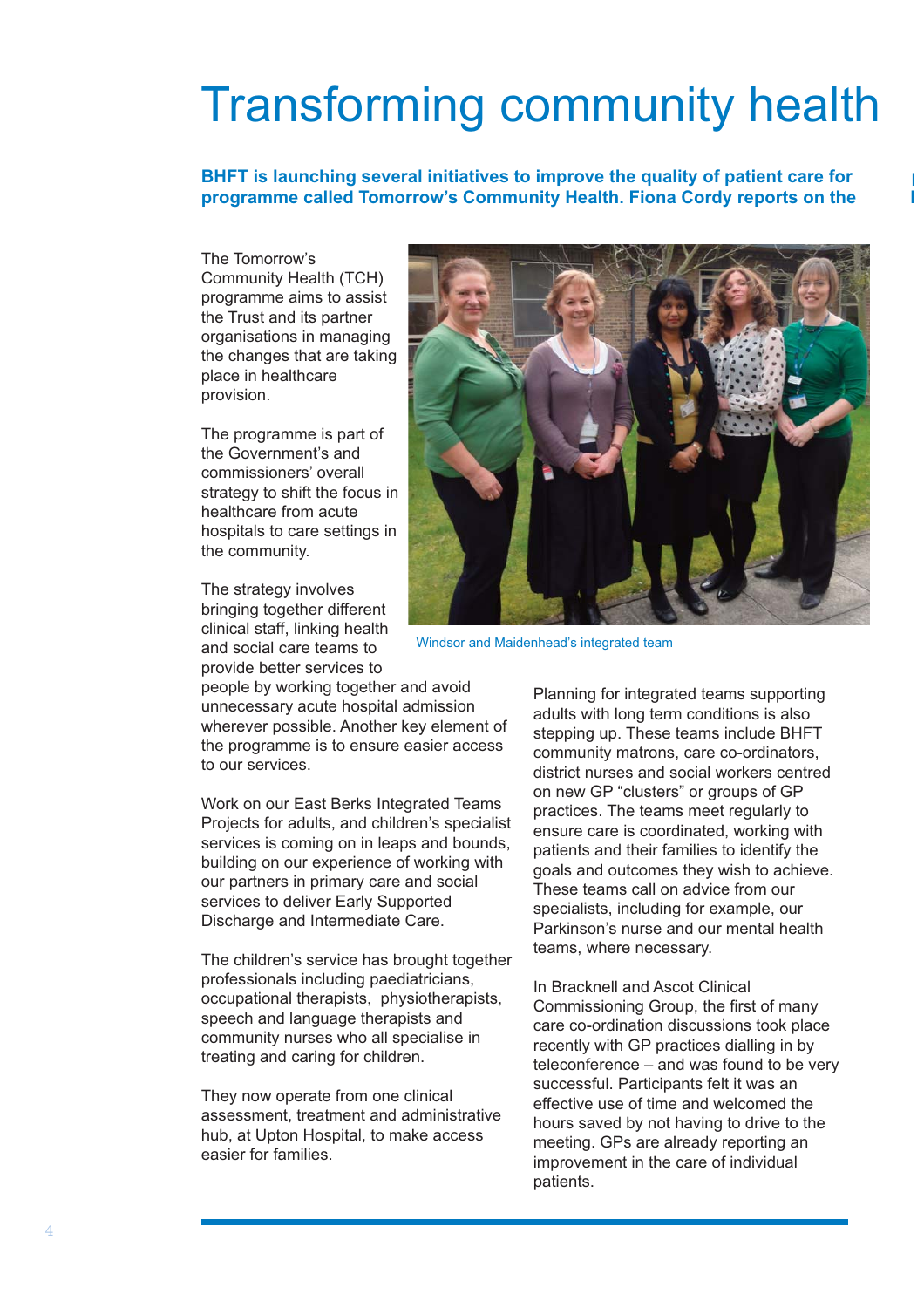# Transforming community health

**BHFT is launching several initiatives to improve the quality of patient care for programme called Tomorrow's Community Health. Fiona Cordy reports on the**

The Tomorrow's Community Health (TCH) programme aims to assist the Trust and its partner organisations in managing the changes that are taking place in healthcare provision.

The programme is part of the Government's and commissioners' overall strategy to shift the focus in healthcare from acute hospitals to care settings in the community.

The strategy involves bringing together different clinical staff, linking health and social care teams to provide better services to people by working together and avoid unnecessary acute hospital admission wherever possible. Another key element of the programme is to ensure easier access to our services.

Work on our East Berks Integrated Teams Projects for adults, and children's specialist services is coming on in leaps and bounds, building on our experience of working with our partners in primary care and social services to deliver Early Supported Discharge and Intermediate Care.

The children's service has brought together professionals including paediatricians, occupational therapists, physiotherapists, speech and language therapists and community nurses who all specialise in treating and caring for children.

They now operate from one clinical assessment, treatment and administrative hub, at Upton Hospital, to make access easier for families.

Windsor and Maidenhead's integrated team

Planning for integrated teams supporting adults with long term conditions is also stepping up. These teams include BHFT community matrons, care co-ordinators, district nurses and social workers centred on new GP "clusters" or groups of GP practices. The teams meet regularly to ensure care is coordinated, working with patients and their families to identify the goals and outcomes they wish to achieve. These teams call on advice from our specialists, including for example, our Parkinson's nurse and our mental health teams, where necessary.

In Bracknell and Ascot Clinical Commissioning Group, the first of many care co-ordination discussions took place recently with GP practices dialling in by teleconference – and was found to be very successful. Participants felt it was an effective use of time and welcomed the hours saved by not having to drive to the meeting. GPs are already reporting an improvement in the care of individual patients.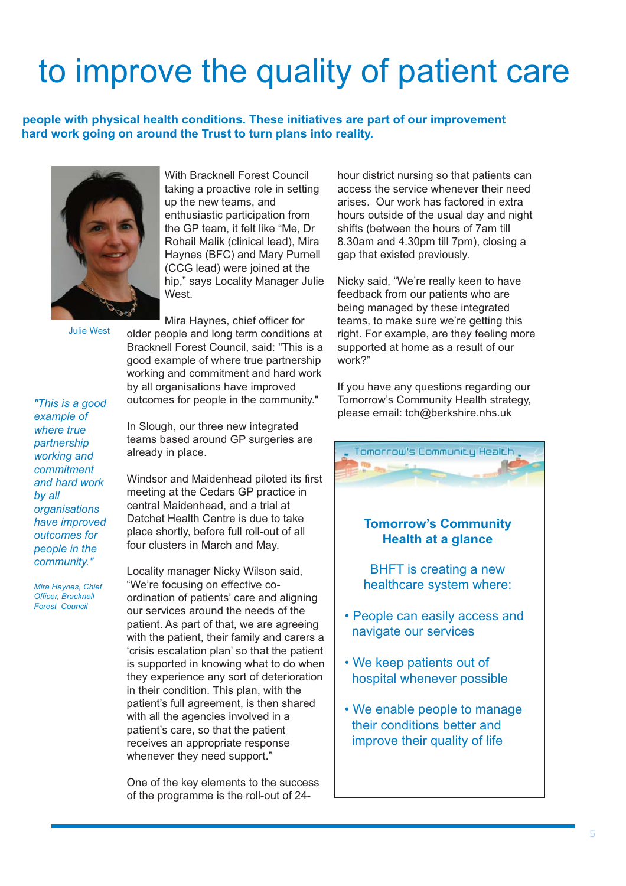# to improve the quality of patient care

**people with physical health conditions. These initiatives are part of our improvement hard work going on around the Trust to turn plans into reality.**

Julie West

With Bracknell Forest Council taking a proactive role in setting up the new teams, and enthusiastic participation from the GP team, it felt like "Me, Dr Rohail Malik (clinical lead), Mira Haynes (BFC) and Mary Purnell (CCG lead) were joined at the hip," says Locality Manager Julie West.

Mira Haynes, chief officer for older people and long term conditions at Bracknell Forest Council, said: "This is a good example of where true partnership working and commitment and hard work by all organisations have improved outcomes for people in the community."

*"This is a good example of where true partnership working and commitment and hard work by all organisations have improved outcomes for people in the community."*

*Mira Haynes, Chief Officer, Bracknell Forest Council*

In Slough, our three new integrated teams based around GP surgeries are already in place.

Windsor and Maidenhead piloted its first meeting at the Cedars GP practice in central Maidenhead, and a trial at Datchet Health Centre is due to take place shortly, before full roll-out of all four clusters in March and May.

Locality manager Nicky Wilson said, "We're focusing on effective co-ordination of patients' care and aligning our services around the needs of the patient. As part of that, we are agreeing with the patient, their family and carers a 'crisis escalation plan' so that the patient is supported in knowing what to do when they experience any sort of deterioration in their condition. This plan, with the patient's full agreement, is then shared with all the agencies involved in a patient's care, so that the patient receives an appropriate response whenever they need support."

One of the key elements to the success of the programme is the roll-out of 24-hour district nursing so that patients can access the service whenever their need arises. Our work has factored in extra hours outside of the usual day and night shifts (between the hours of 7am till 8.30am and 4.30pm till 7pm), closing a gap that existed previously.

Nicky said, "We're really keen to have feedback from our patients who are being managed by these integrated teams, to make sure we're getting this right. For example, are they feeling more supported at home as a result of our work?"

If you have any questions regarding our Tomorrow's Community Health strategy, please email: tch@berkshire.nhs.uk

Tomorrow's Community Health

## Tomorrow's Community Health at a glance

BHFT is creating a new healthcare system where:

- People can easily access and navigate our services
- We keep patients out of hospital whenever possible
- We enable people to manage their conditions better and improve their quality of life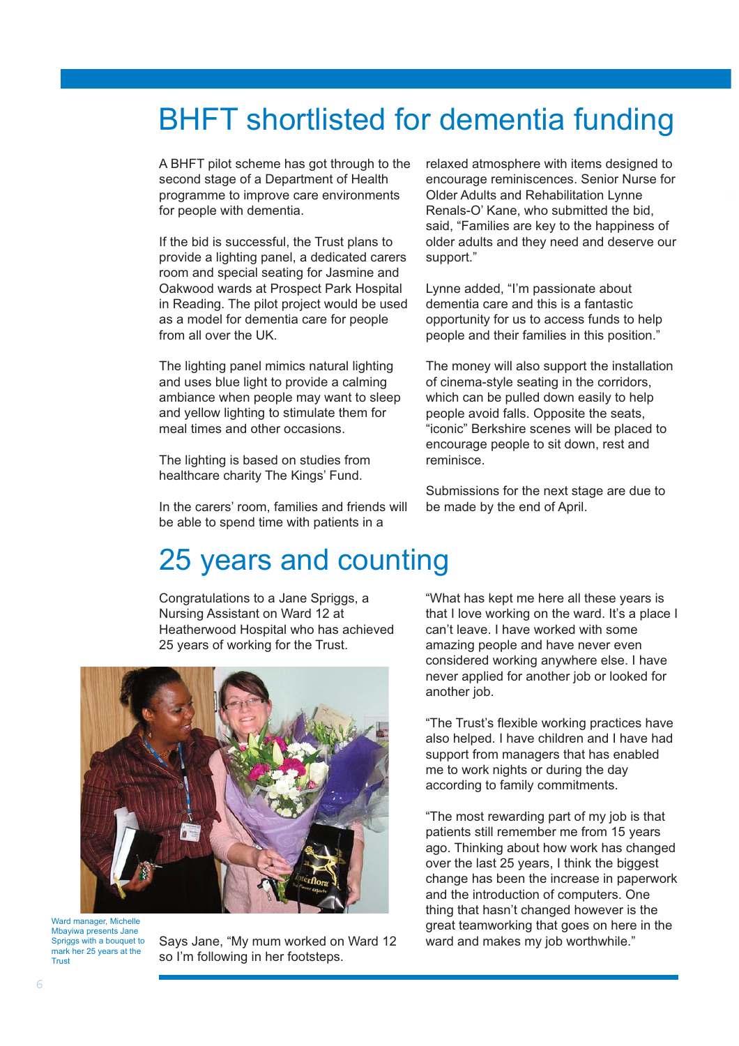# BHFT shortlisted for dementia funding

A BHFT pilot scheme has got through to the second stage of a Department of Health programme to improve care environments for people with dementia.

If the bid is successful, the Trust plans to provide a lighting panel, a dedicated carers room and special seating for Jasmine and Oakwood wards at Prospect Park Hospital in Reading. The pilot project would be used as a model for dementia care for people from all over the UK.

The lighting panel mimics natural lighting and uses blue light to provide a calming ambiance when people may want to sleep and yellow lighting to stimulate them for meal times and other occasions.

The lighting is based on studies from healthcare charity The Kings' Fund.

In the carers' room, families and friends will be able to spend time with patients in a relaxed atmosphere with items designed to encourage reminiscences. Senior Nurse for Older Adults and Rehabilitation Lynne Renals-O' Kane, who submitted the bid, said, "Families are key to the happiness of older adults and they need and deserve our support."

Lynne added, "I'm passionate about dementia care and this is a fantastic opportunity for us to access funds to help people and their families in this position."

The money will also support the installation of cinema-style seating in the corridors, which can be pulled down easily to help people avoid falls. Opposite the seats, "iconic" Berkshire scenes will be placed to encourage people to sit down, rest and reminisce.

Submissions for the next stage are due to be made by the end of April.

# 25 years and counting

Congratulations to a Jane Spriggs, a Nursing Assistant on Ward 12 at Heatherwood Hospital who has achieved 25 years of working for the Trust.

Ward manager, Michelle Mbayiwa presents Jane Spriggs with a bouquet to mark her 25 years at the Trust

Says Jane, "My mum worked on Ward 12 so I'm following in her footsteps.

"What has kept me here all these years is that I love working on the ward. It's a place I can't leave. I have worked with some amazing people and have never even considered working anywhere else. I have never applied for another job or looked for another job.

"The Trust's flexible working practices have also helped. I have children and I have had support from managers that has enabled me to work nights or during the day according to family commitments.

"The most rewarding part of my job is that patients still remember me from 15 years ago. Thinking about how work has changed over the last 25 years, I think the biggest change has been the increase in paperwork and the introduction of computers. One thing that hasn't changed however is the great teamworking that goes on here in the ward and makes my job worthwhile."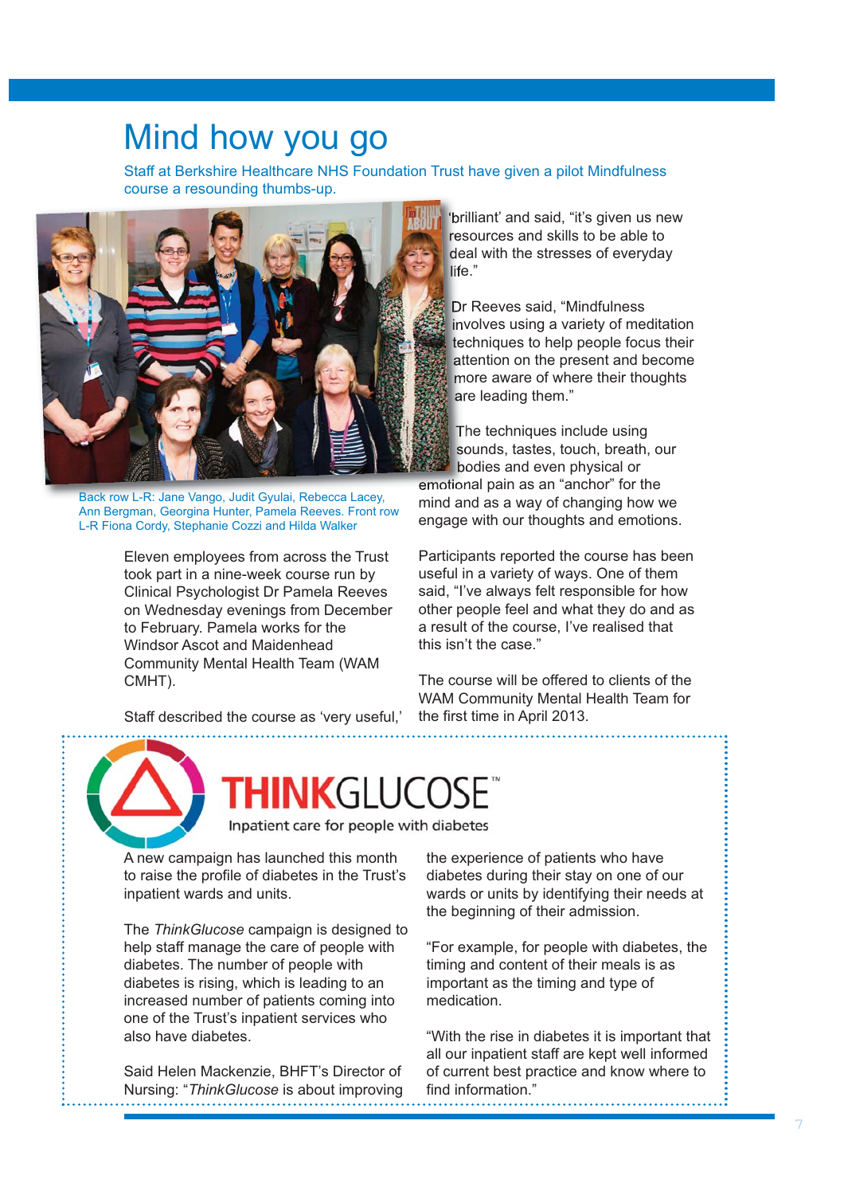# Mind how you go

Staff at Berkshire Healthcare NHS Foundation Trust have given a pilot Mindfulness course a resounding thumbs-up.

Back row L-R: Jane Vango, Judit Gyulai, Rebecca Lacey, Ann Bergman, Georgina Hunter, Pamela Reeves. Front row L-R Fiona Cordy, Stephanie Cozzi and Hilda Walker

Eleven employees from across the Trust took part in a nine-week course run by Clinical Psychologist Dr Pamela Reeves on Wednesday evenings from December to February. Pamela works for the Windsor Ascot and Maidenhead Community Mental Health Team (WAM CMHT).

Staff described the course as 'very useful,' 'brilliant' and said, "it's given us new resources and skills to be able to deal with the stresses of everyday life."

Dr Reeves said, "Mindfulness involves using a variety of meditation techniques to help people focus their attention on the present and become more aware of where their thoughts are leading them."

The techniques include using sounds, tastes, touch, breath, our bodies and even physical or emotional pain as an "anchor" for the mind and as a way of changing how we engage with our thoughts and emotions.

Participants reported the course has been useful in a variety of ways. One of them said, "I've always felt responsible for how other people feel and what they do and as a result of the course, I've realised that this isn't the case."

The course will be offered to clients of the WAM Community Mental Health Team for the first time in April 2013.

## THINKGLUCOSE™

Inpatient care for people with diabetes

A new campaign has launched this month to raise the profile of diabetes in the Trust's inpatient wards and units.

The *ThinkGlucose* campaign is designed to help staff manage the care of people with diabetes. The number of people with diabetes is rising, which is leading to an increased number of patients coming into one of the Trust's inpatient services who also have diabetes.

Said Helen Mackenzie, BHFT's Director of Nursing: "*ThinkGlucose* is about improving the experience of patients who have diabetes during their stay on one of our wards or units by identifying their needs at the beginning of their admission.

"For example, for people with diabetes, the timing and content of their meals is as important as the timing and type of medication.

"With the rise in diabetes it is important that all our inpatient staff are kept well informed of current best practice and know where to find information."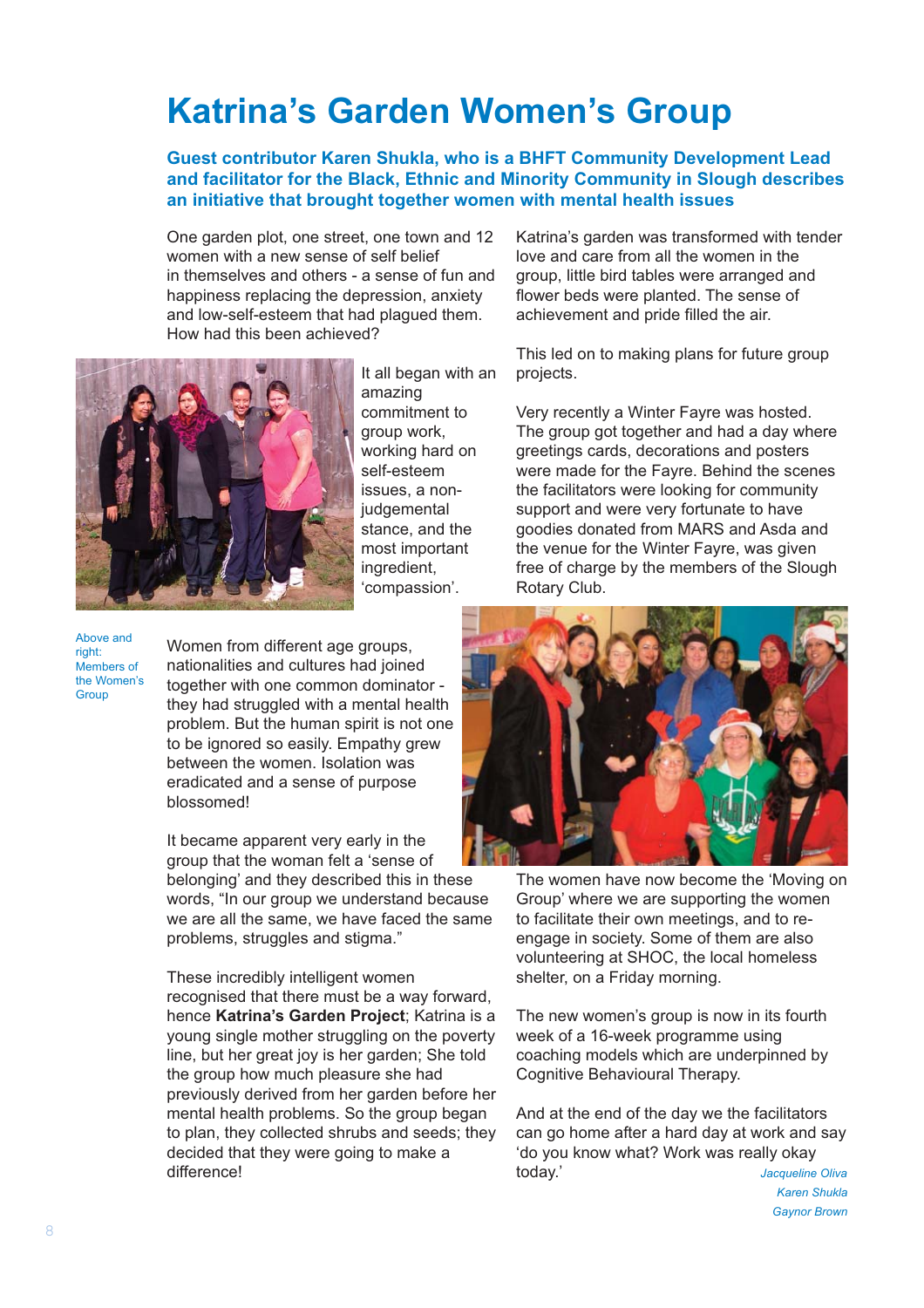# Katrina's Garden Women's Group

**Guest contributor Karen Shukla, who is a BHFT Community Development Lead and facilitator for the Black, Ethnic and Minority Community in Slough describes an initiative that brought together women with mental health issues**

One garden plot, one street, one town and 12 women with a new sense of self belief in themselves and others - a sense of fun and happiness replacing the depression, anxiety and low-self-esteem that had plagued them. How had this been achieved?

It all began with an amazing commitment to group work, working hard on self-esteem issues, a non-judgemental stance, and the most important ingredient, 'compassion'.

Above and right: Members of the Women's Group

Women from different age groups, nationalities and cultures had joined together with one common dominator - they had struggled with a mental health problem. But the human spirit is not one to be ignored so easily. Empathy grew between the women. Isolation was eradicated and a sense of purpose blossomed!

It became apparent very early in the group that the woman felt a 'sense of belonging' and they described this in these words, "In our group we understand because we are all the same, we have faced the same problems, struggles and stigma."

These incredibly intelligent women recognised that there must be a way forward, hence **Katrina's Garden Project**; Katrina is a young single mother struggling on the poverty line, but her great joy is her garden; She told the group how much pleasure she had previously derived from her garden before her mental health problems. So the group began to plan, they collected shrubs and seeds; they decided that they were going to make a difference!

Katrina's garden was transformed with tender love and care from all the women in the group, little bird tables were arranged and flower beds were planted. The sense of achievement and pride filled the air.

This led on to making plans for future group projects.

Very recently a Winter Fayre was hosted. The group got together and had a day where greetings cards, decorations and posters were made for the Fayre. Behind the scenes the facilitators were looking for community support and were very fortunate to have goodies donated from MARS and Asda and the venue for the Winter Fayre, was given free of charge by the members of the Slough Rotary Club.

The women have now become the 'Moving on Group' where we are supporting the women to facilitate their own meetings, and to re-engage in society. Some of them are also volunteering at SHOC, the local homeless shelter, on a Friday morning.

The new women's group is now in its fourth week of a 16-week programme using coaching models which are underpinned by Cognitive Behavioural Therapy.

And at the end of the day we the facilitators can go home after a hard day at work and say 'do you know what? Work was really okay today.'

*Jacqueline Oliva*
*Karen Shukla*
*Gaynor Brown*